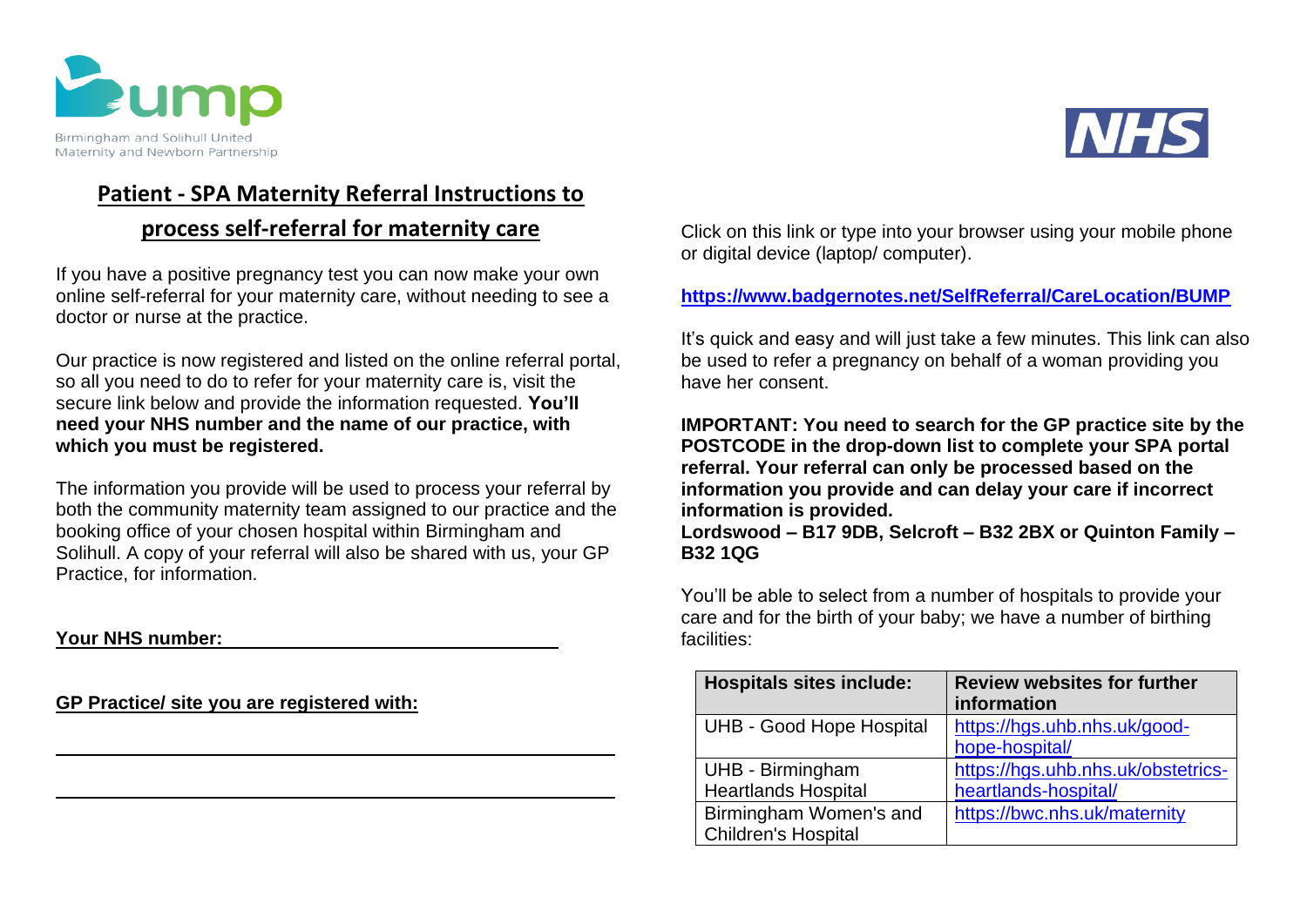Birmingham and Solihull United Maternity and Newborn Partnership

NHS

## Patient - SPA Maternity Referral Instructions to process self-referral for maternity care

If you have a positive pregnancy test you can now make your own online self-referral for your maternity care, without needing to see a doctor or nurse at the practice.

Our practice is now registered and listed on the online referral portal, so all you need to do to refer for your maternity care is, visit the secure link below and provide the information requested. **You'll need your NHS number and the name of our practice, with which you must be registered.**

The information you provide will be used to process your referral by both the community maternity team assigned to our practice and the booking office of your chosen hospital within Birmingham and Solihull. A copy of your referral will also be shared with us, your GP Practice, for information.

**Your NHS number:** ________________________________

**GP Practice/ site you are registered with:**

________________________________________________

________________________________________________

Click on this link or type into your browser using your mobile phone or digital device (laptop/ computer).

**https://www.badgernotes.net/SelfReferral/CareLocation/BUMP**

It's quick and easy and will just take a few minutes. This link can also be used to refer a pregnancy on behalf of a woman providing you have her consent.

**IMPORTANT: You need to search for the GP practice site by the POSTCODE in the drop-down list to complete your SPA portal referral. Your referral can only be processed based on the information you provide and can delay your care if incorrect information is provided.**
**Lordswood – B17 9DB, Selcroft – B32 2BX or Quinton Family – B32 1QG**

You'll be able to select from a number of hospitals to provide your care and for the birth of your baby; we have a number of birthing facilities:

| Hospitals sites include: | Review websites for further information |
|---|---|
| UHB - Good Hope Hospital | https://hgs.uhb.nhs.uk/good-hope-hospital/ |
| UHB - Birmingham Heartlands Hospital | https://hgs.uhb.nhs.uk/obstetrics-heartlands-hospital/ |
| Birmingham Women's and Children's Hospital | https://bwc.nhs.uk/maternity |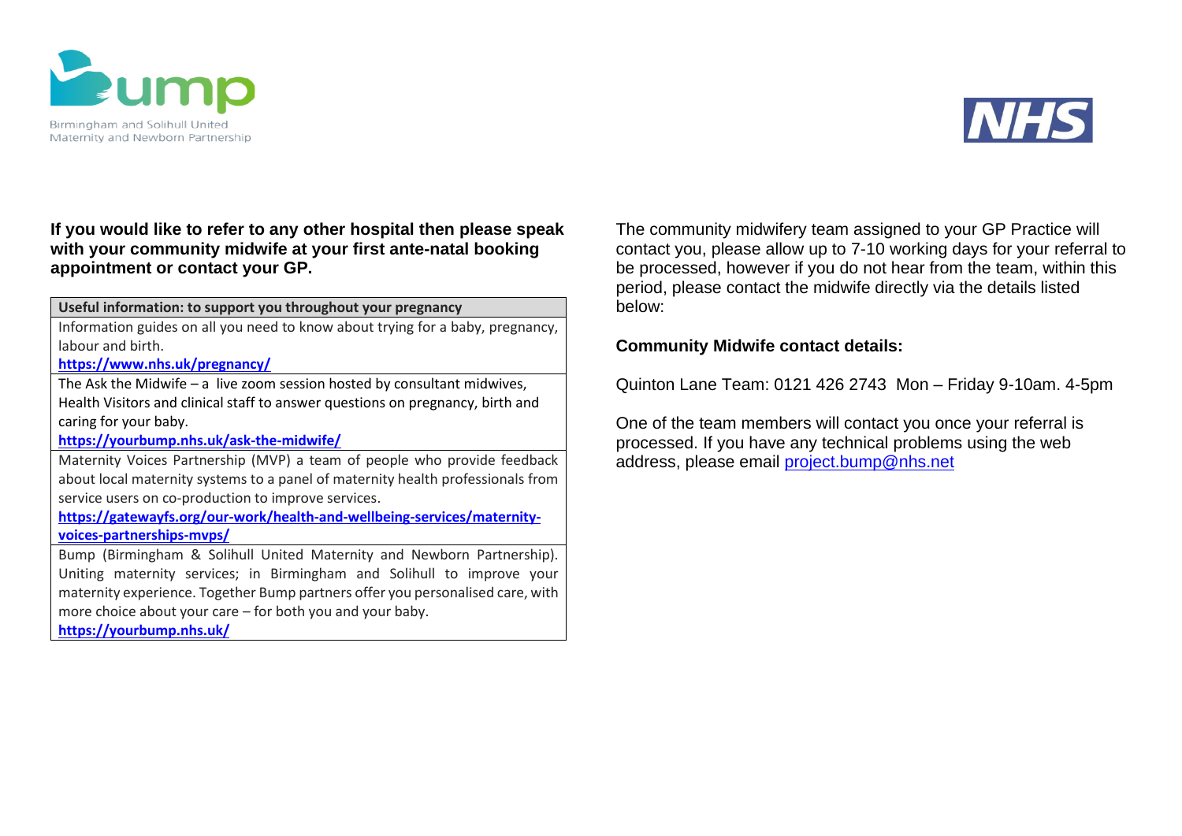Bump

Birmingham and Solihull United Maternity and Newborn Partnership

NHS

**If you would like to refer to any other hospital then please speak with your community midwife at your first ante-natal booking appointment or contact your GP.**

| **Useful information: to support you throughout your pregnancy** |
| --- |
| Information guides on all you need to know about trying for a baby, pregnancy, labour and birth. **https://www.nhs.uk/pregnancy/** |
| The Ask the Midwife – a live zoom session hosted by consultant midwives, Health Visitors and clinical staff to answer questions on pregnancy, birth and caring for your baby. **https://yourbump.nhs.uk/ask-the-midwife/** |
| Maternity Voices Partnership (MVP) a team of people who provide feedback about local maternity systems to a panel of maternity health professionals from service users on co-production to improve services. **https://gatewayfs.org/our-work/health-and-wellbeing-services/maternity-voices-partnerships-mvps/** |
| Bump (Birmingham & Solihull United Maternity and Newborn Partnership). Uniting maternity services; in Birmingham and Solihull to improve your maternity experience. Together Bump partners offer you personalised care, with more choice about your care – for both you and your baby. **https://yourbump.nhs.uk/** |

The community midwifery team assigned to your GP Practice will contact you, please allow up to 7-10 working days for your referral to be processed, however if you do not hear from the team, within this period, please contact the midwife directly via the details listed below:

**Community Midwife contact details:**

Quinton Lane Team: 0121 426 2743 Mon – Friday 9-10am. 4-5pm

One of the team members will contact you once your referral is processed. If you have any technical problems using the web address, please email project.bump@nhs.net